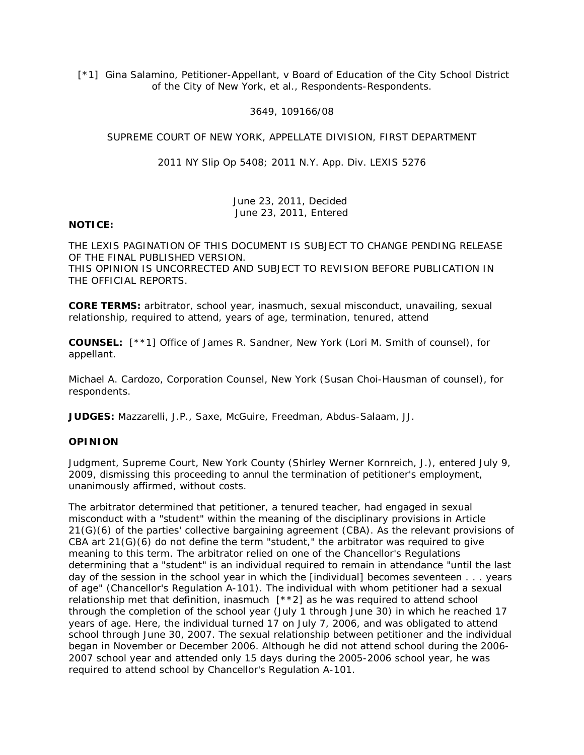[*1] Gina Salamino, Petitioner-Appellant, v Board of Education of the City School District of the City of New York, et al., Respondents-Respondents.

3649, 109166/08

SUPREME COURT OF NEW YORK, APPELLATE DIVISION, FIRST DEPARTMENT

2011 NY Slip Op 5408; 2011 N.Y. App. Div. LEXIS 5276

June 23, 2011, Decided
June 23, 2011, Entered

**NOTICE:**

THE LEXIS PAGINATION OF THIS DOCUMENT IS SUBJECT TO CHANGE PENDING RELEASE OF THE FINAL PUBLISHED VERSION.
THIS OPINION IS UNCORRECTED AND SUBJECT TO REVISION BEFORE PUBLICATION IN THE OFFICIAL REPORTS.

**CORE TERMS:** arbitrator, school year, inasmuch, sexual misconduct, unavailing, sexual relationship, required to attend, years of age, termination, tenured, attend

**COUNSEL:** [**1] Office of James R. Sandner, New York (Lori M. Smith of counsel), for appellant.

Michael A. Cardozo, Corporation Counsel, New York (Susan Choi-Hausman of counsel), for respondents.

**JUDGES:** Mazzarelli, J.P., Saxe, McGuire, Freedman, Abdus-Salaam, JJ.

**OPINION**

Judgment, Supreme Court, New York County (Shirley Werner Kornreich, J.), entered July 9, 2009, dismissing this proceeding to annul the termination of petitioner's employment, unanimously affirmed, without costs.

The arbitrator determined that petitioner, a tenured teacher, had engaged in sexual misconduct with a "student" within the meaning of the disciplinary provisions in Article 21(G)(6) of the parties' collective bargaining agreement (CBA). As the relevant provisions of CBA art 21(G)(6) do not define the term "student," the arbitrator was required to give meaning to this term. The arbitrator relied on one of the Chancellor's Regulations determining that a "student" is an individual required to remain in attendance "until the last day of the session in the school year in which the [individual] becomes seventeen . . . years of age" (Chancellor's Regulation A-101). The individual with whom petitioner had a sexual relationship met that definition, inasmuch [**2] as he was required to attend school through the completion of the school year (July 1 through June 30) in which he reached 17 years of age. Here, the individual turned 17 on July 7, 2006, and was obligated to attend school through June 30, 2007. The sexual relationship between petitioner and the individual began in November or December 2006. Although he did not attend school during the 2006-2007 school year and attended only 15 days during the 2005-2006 school year, he was required to attend school by Chancellor's Regulation A-101.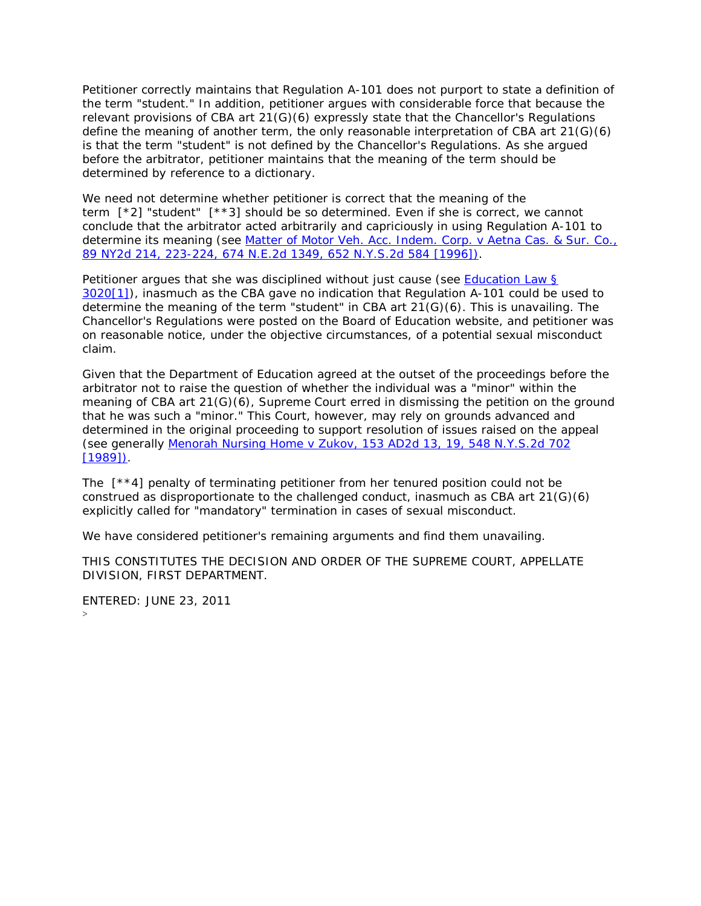Petitioner correctly maintains that Regulation A-101 does not purport to state a definition of the term "student." In addition, petitioner argues with considerable force that because the relevant provisions of CBA art 21(G)(6) expressly state that the Chancellor's Regulations define the meaning of another term, the only reasonable interpretation of CBA art 21(G)(6) is that the term "student" is not defined by the Chancellor's Regulations. As she argued before the arbitrator, petitioner maintains that the meaning of the term should be determined by reference to a dictionary.

We need not determine whether petitioner is correct that the meaning of the term [*2] "student" [**3] should be so determined. Even if she is correct, we cannot conclude that the arbitrator acted arbitrarily and capriciously in using Regulation A-101 to determine its meaning (see Matter of Motor Veh. Acc. Indem. Corp. v Aetna Cas. & Sur. Co., 89 NY2d 214, 223-224, 674 N.E.2d 1349, 652 N.Y.S.2d 584 [1996]).

Petitioner argues that she was disciplined without just cause (see Education Law § 3020[1]), inasmuch as the CBA gave no indication that Regulation A-101 could be used to determine the meaning of the term "student" in CBA art 21(G)(6). This is unavailing. The Chancellor's Regulations were posted on the Board of Education website, and petitioner was on reasonable notice, under the objective circumstances, of a potential sexual misconduct claim.

Given that the Department of Education agreed at the outset of the proceedings before the arbitrator not to raise the question of whether the individual was a "minor" within the meaning of CBA art 21(G)(6), Supreme Court erred in dismissing the petition on the ground that he was such a "minor." This Court, however, may rely on grounds advanced and determined in the original proceeding to support resolution of issues raised on the appeal (see generally Menorah Nursing Home v Zukov, 153 AD2d 13, 19, 548 N.Y.S.2d 702 [1989]).

The [**4] penalty of terminating petitioner from her tenured position could not be construed as disproportionate to the challenged conduct, inasmuch as CBA art 21(G)(6) explicitly called for "mandatory" termination in cases of sexual misconduct.

We have considered petitioner's remaining arguments and find them unavailing.

THIS CONSTITUTES THE DECISION AND ORDER OF THE SUPREME COURT, APPELLATE DIVISION, FIRST DEPARTMENT.

ENTERED: JUNE 23, 2011